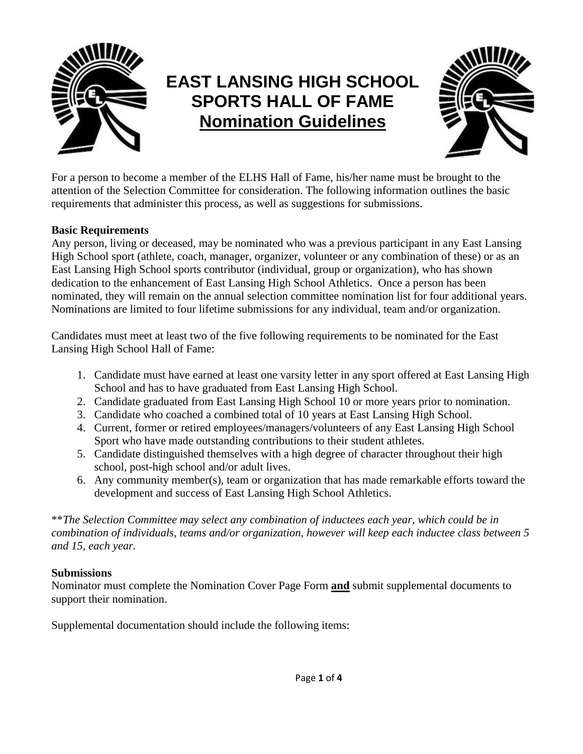# EAST LANSING HIGH SCHOOL SPORTS HALL OF FAME

## Nomination Guidelines

For a person to become a member of the ELHS Hall of Fame, his/her name must be brought to the attention of the Selection Committee for consideration. The following information outlines the basic requirements that administer this process, as well as suggestions for submissions.

**Basic Requirements**

Any person, living or deceased, may be nominated who was a previous participant in any East Lansing High School sport (athlete, coach, manager, organizer, volunteer or any combination of these) or as an East Lansing High School sports contributor (individual, group or organization), who has shown dedication to the enhancement of East Lansing High School Athletics. Once a person has been nominated, they will remain on the annual selection committee nomination list for four additional years. Nominations are limited to four lifetime submissions for any individual, team and/or organization.

Candidates must meet at least two of the five following requirements to be nominated for the East Lansing High School Hall of Fame:

1. Candidate must have earned at least one varsity letter in any sport offered at East Lansing High School and has to have graduated from East Lansing High School.
2. Candidate graduated from East Lansing High School 10 or more years prior to nomination.
3. Candidate who coached a combined total of 10 years at East Lansing High School.
4. Current, former or retired employees/managers/volunteers of any East Lansing High School Sport who have made outstanding contributions to their student athletes.
5. Candidate distinguished themselves with a high degree of character throughout their high school, post-high school and/or adult lives.
6. Any community member(s), team or organization that has made remarkable efforts toward the development and success of East Lansing High School Athletics.

\*\**The Selection Committee may select any combination of inductees each year, which could be in combination of individuals, teams and/or organization, however will keep each inductee class between 5 and 15, each year.*

**Submissions**

Nominator must complete the Nomination Cover Page Form **<u>and</u>** submit supplemental documents to support their nomination.

Supplemental documentation should include the following items: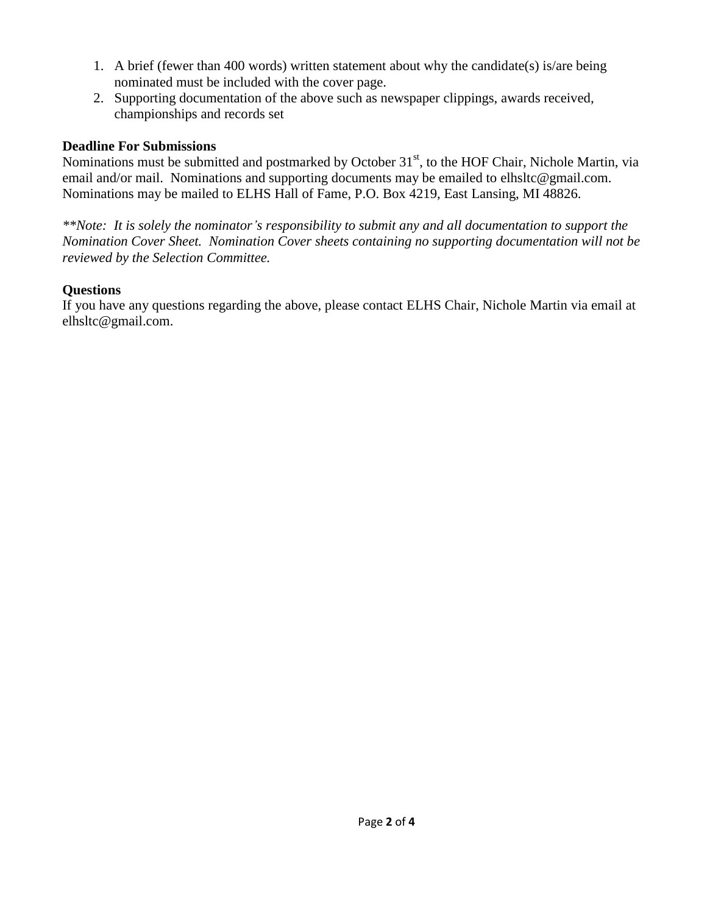1. A brief (fewer than 400 words) written statement about why the candidate(s) is/are being nominated must be included with the cover page.
2. Supporting documentation of the above such as newspaper clippings, awards received, championships and records set

**Deadline For Submissions**

Nominations must be submitted and postmarked by October 31st, to the HOF Chair, Nichole Martin, via email and/or mail. Nominations and supporting documents may be emailed to elhsltc@gmail.com. Nominations may be mailed to ELHS Hall of Fame, P.O. Box 4219, East Lansing, MI 48826.

*\*\*Note: It is solely the nominator's responsibility to submit any and all documentation to support the Nomination Cover Sheet. Nomination Cover sheets containing no supporting documentation will not be reviewed by the Selection Committee.*

**Questions**

If you have any questions regarding the above, please contact ELHS Chair, Nichole Martin via email at elhsltc@gmail.com.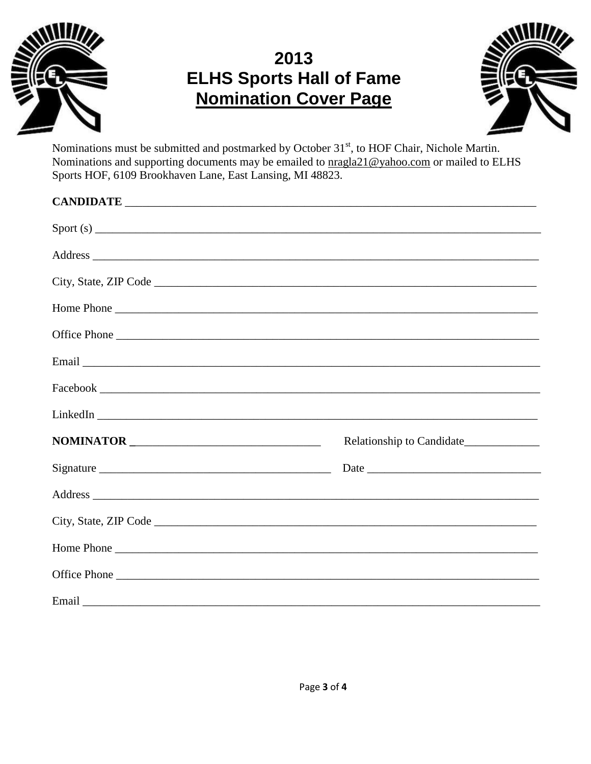# 2013
# ELHS Sports Hall of Fame
# Nomination Cover Page

Nominations must be submitted and postmarked by October 31st, to HOF Chair, Nichole Martin. Nominations and supporting documents may be emailed to nragla21@yahoo.com or mailed to ELHS Sports HOF, 6109 Brookhaven Lane, East Lansing, MI 48823.

**CANDIDATE** ______________________________________________

Sport (s) ______________________________________________

Address ______________________________________________

City, State, ZIP Code ______________________________________________

Home Phone ______________________________________________

Office Phone ______________________________________________

Email ______________________________________________

Facebook ______________________________________________

LinkedIn ______________________________________________

**NOMINATOR** ______________________ Relationship to Candidate__________

Signature ______________________ Date ______________________

Address ______________________________________________

City, State, ZIP Code ______________________________________________

Home Phone ______________________________________________

Office Phone ______________________________________________

Email ______________________________________________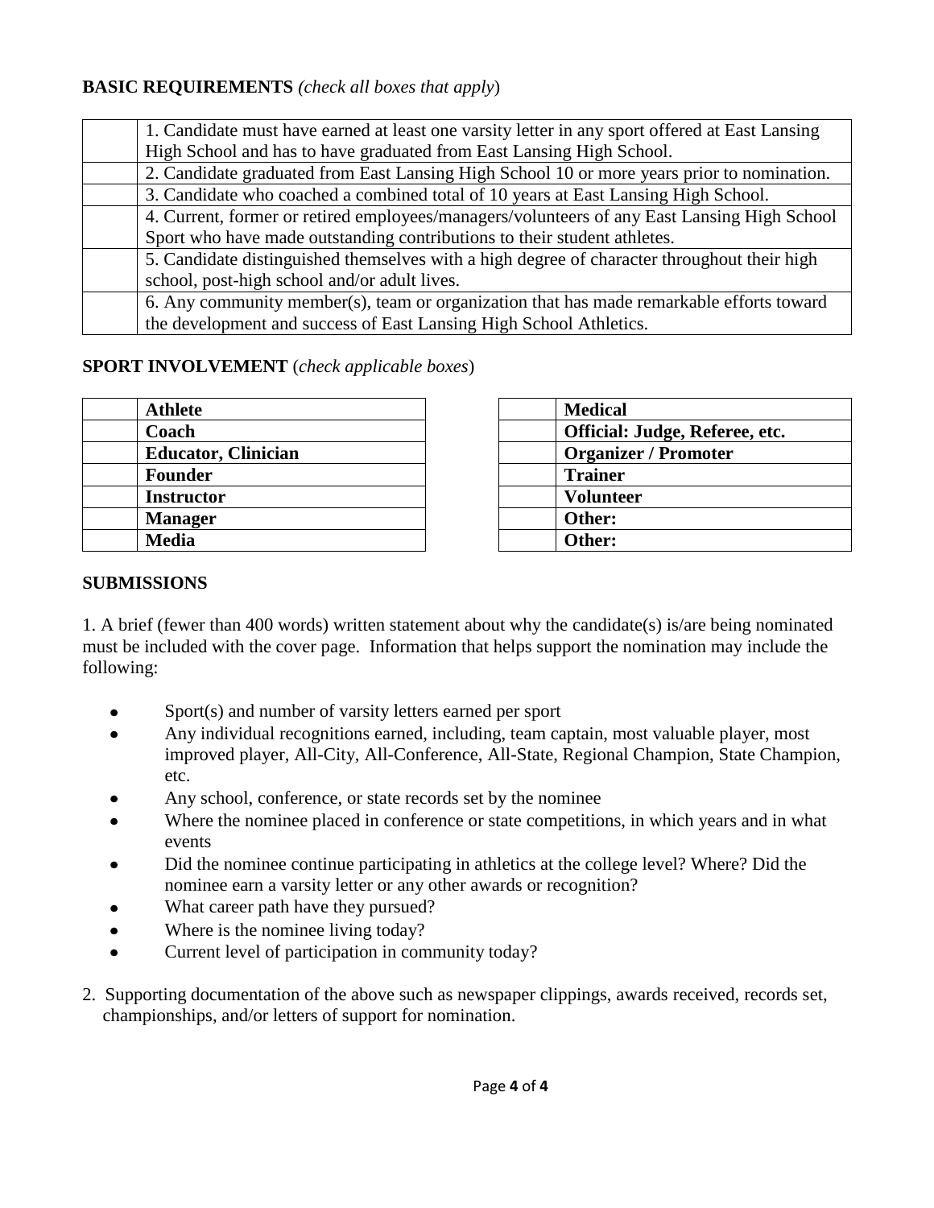**BASIC REQUIREMENTS** *(check all boxes that apply*)

| | |
|---|---|
| | 1. Candidate must have earned at least one varsity letter in any sport offered at East Lansing High School and has to have graduated from East Lansing High School. |
| | 2. Candidate graduated from East Lansing High School 10 or more years prior to nomination. |
| | 3. Candidate who coached a combined total of 10 years at East Lansing High School. |
| | 4. Current, former or retired employees/managers/volunteers of any East Lansing High School Sport who have made outstanding contributions to their student athletes. |
| | 5. Candidate distinguished themselves with a high degree of character throughout their high school, post-high school and/or adult lives. |
| | 6. Any community member(s), team or organization that has made remarkable efforts toward the development and success of East Lansing High School Athletics. |

**SPORT INVOLVEMENT** (*check applicable boxes*)

| | |
|---|---|
| | **Athlete** |
| | **Coach** |
| | **Educator, Clinician** |
| | **Founder** |
| | **Instructor** |
| | **Manager** |
| | **Media** |

| | |
|---|---|
| | **Medical** |
| | **Official: Judge, Referee, etc.** |
| | **Organizer / Promoter** |
| | **Trainer** |
| | **Volunteer** |
| | **Other:** |
| | **Other:** |

**SUBMISSIONS**

1. A brief (fewer than 400 words) written statement about why the candidate(s) is/are being nominated must be included with the cover page. Information that helps support the nomination may include the following:

- Sport(s) and number of varsity letters earned per sport
- Any individual recognitions earned, including, team captain, most valuable player, most improved player, All-City, All-Conference, All-State, Regional Champion, State Champion, etc.
- Any school, conference, or state records set by the nominee
- Where the nominee placed in conference or state competitions, in which years and in what events
- Did the nominee continue participating in athletics at the college level? Where? Did the nominee earn a varsity letter or any other awards or recognition?
- What career path have they pursued?
- Where is the nominee living today?
- Current level of participation in community today?

2. Supporting documentation of the above such as newspaper clippings, awards received, records set, championships, and/or letters of support for nomination.